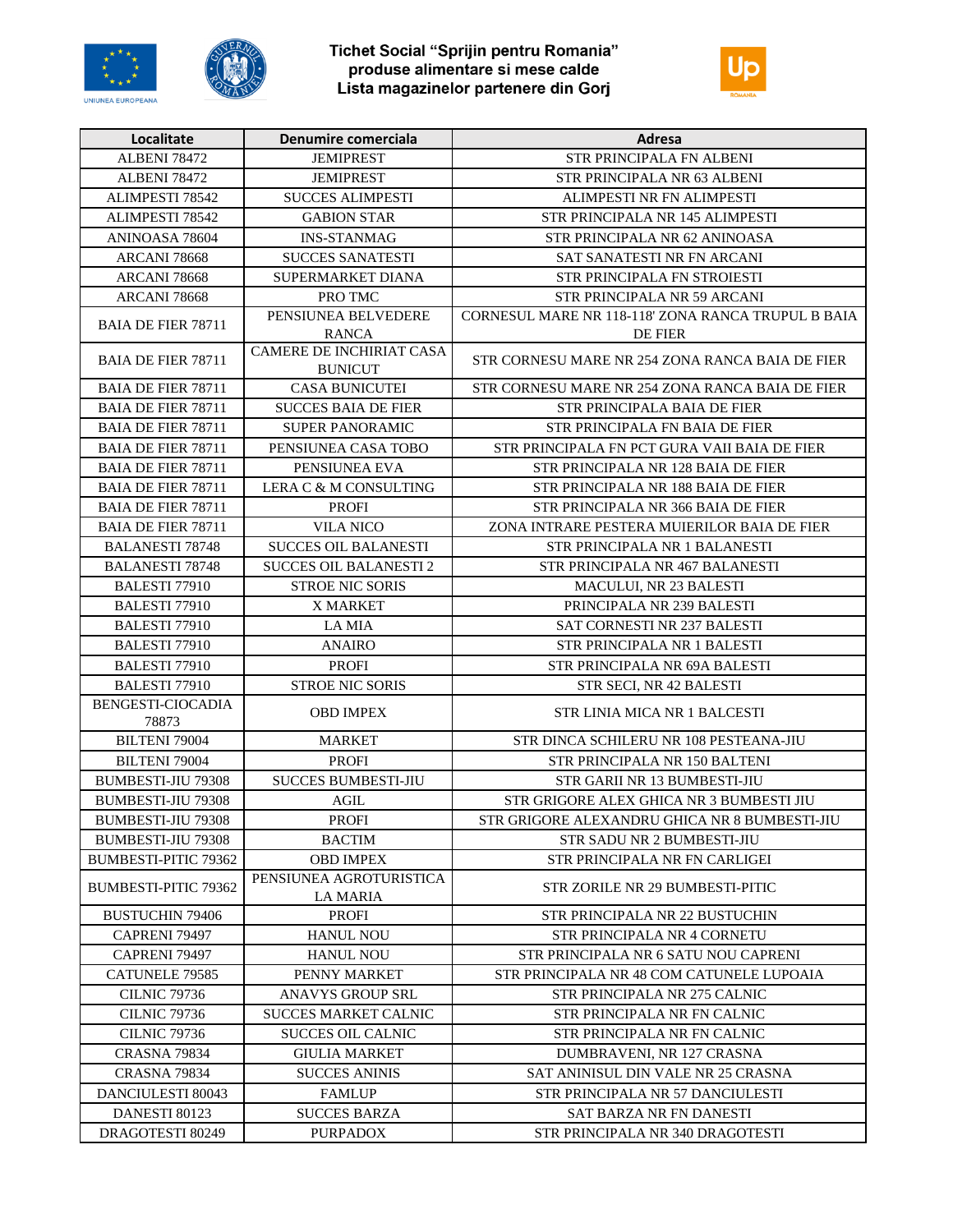# Tichet Social "Sprijin pentru Romania"
## produse alimentare si mese calde
## Lista magazinelor partenere din Gorj

| Localitate | Denumire comerciala | Adresa |
|---|---|---|
| ALBENI 78472 | JEMIPREST | STR PRINCIPALA FN ALBENI |
| ALBENI 78472 | JEMIPREST | STR PRINCIPALA NR 63 ALBENI |
| ALIMPESTI 78542 | SUCCES ALIMPESTI | ALIMPESTI NR FN ALIMPESTI |
| ALIMPESTI 78542 | GABION STAR | STR PRINCIPALA NR 145 ALIMPESTI |
| ANINOASA 78604 | INS-STANMAG | STR PRINCIPALA NR 62 ANINOASA |
| ARCANI 78668 | SUCCES SANATESTI | SAT SANATESTI NR FN ARCANI |
| ARCANI 78668 | SUPERMARKET DIANA | STR PRINCIPALA FN STROIESTI |
| ARCANI 78668 | PRO TMC | STR PRINCIPALA NR 59 ARCANI |
| BAIA DE FIER 78711 | PENSIUNEA BELVEDERE RANCA | CORNESUL MARE NR 118-118' ZONA RANCA TRUPUL B BAIA DE FIER |
| BAIA DE FIER 78711 | CAMERE DE INCHIRIAT CASA BUNICUT | STR CORNESU MARE NR 254 ZONA RANCA BAIA DE FIER |
| BAIA DE FIER 78711 | CASA BUNICUTEI | STR CORNESU MARE NR 254 ZONA RANCA BAIA DE FIER |
| BAIA DE FIER 78711 | SUCCES BAIA DE FIER | STR PRINCIPALA BAIA DE FIER |
| BAIA DE FIER 78711 | SUPER PANORAMIC | STR PRINCIPALA FN BAIA DE FIER |
| BAIA DE FIER 78711 | PENSIUNEA CASA TOBO | STR PRINCIPALA FN PCT GURA VAII BAIA DE FIER |
| BAIA DE FIER 78711 | PENSIUNEA EVA | STR PRINCIPALA NR 128 BAIA DE FIER |
| BAIA DE FIER 78711 | LERA C & M CONSULTING | STR PRINCIPALA NR 188 BAIA DE FIER |
| BAIA DE FIER 78711 | PROFI | STR PRINCIPALA NR 366 BAIA DE FIER |
| BAIA DE FIER 78711 | VILA NICO | ZONA INTRARE PESTERA MUIERILOR BAIA DE FIER |
| BALANESTI 78748 | SUCCES OIL BALANESTI | STR PRINCIPALA NR 1 BALANESTI |
| BALANESTI 78748 | SUCCES OIL BALANESTI 2 | STR PRINCIPALA NR 467 BALANESTI |
| BALESTI 77910 | STROE NIC SORIS | MACULUI, NR 23 BALESTI |
| BALESTI 77910 | X MARKET | PRINCIPALA NR 239 BALESTI |
| BALESTI 77910 | LA MIA | SAT CORNESTI NR 237 BALESTI |
| BALESTI 77910 | ANAIRO | STR PRINCIPALA NR 1 BALESTI |
| BALESTI 77910 | PROFI | STR PRINCIPALA NR 69A BALESTI |
| BALESTI 77910 | STROE NIC SORIS | STR SECI, NR 42 BALESTI |
| BENGESTI-CIOCADIA 78873 | OBD IMPEX | STR LINIA MICA NR 1 BALCESTI |
| BILTENI 79004 | MARKET | STR DINCA SCHILERU NR 108 PESTEANA-JIU |
| BILTENI 79004 | PROFI | STR PRINCIPALA NR 150 BALTENI |
| BUMBESTI-JIU 79308 | SUCCES BUMBESTI-JIU | STR GARII NR 13 BUMBESTI-JIU |
| BUMBESTI-JIU 79308 | AGIL | STR GRIGORE ALEX GHICA NR 3 BUMBESTI JIU |
| BUMBESTI-JIU 79308 | PROFI | STR GRIGORE ALEXANDRU GHICA NR 8 BUMBESTI-JIU |
| BUMBESTI-JIU 79308 | BACTIM | STR SADU NR 2 BUMBESTI-JIU |
| BUMBESTI-PITIC 79362 | OBD IMPEX | STR PRINCIPALA NR FN CARLIGEI |
| BUMBESTI-PITIC 79362 | PENSIUNEA AGROTURISTICA LA MARIA | STR ZORILE NR 29 BUMBESTI-PITIC |
| BUSTUCHIN 79406 | PROFI | STR PRINCIPALA NR 22 BUSTUCHIN |
| CAPRENI 79497 | HANUL NOU | STR PRINCIPALA NR 4 CORNETU |
| CAPRENI 79497 | HANUL NOU | STR PRINCIPALA NR 6 SATU NOU CAPRENI |
| CATUNELE 79585 | PENNY MARKET | STR PRINCIPALA NR 48 COM CATUNELE LUPOAIA |
| CILNIC 79736 | ANAVYS GROUP SRL | STR PRINCIPALA NR 275 CALNIC |
| CILNIC 79736 | SUCCES MARKET CALNIC | STR PRINCIPALA NR FN CALNIC |
| CILNIC 79736 | SUCCES OIL CALNIC | STR PRINCIPALA NR FN CALNIC |
| CRASNA 79834 | GIULIA MARKET | DUMBRAVENI, NR 127 CRASNA |
| CRASNA 79834 | SUCCES ANINIS | SAT ANINISUL DIN VALE NR 25 CRASNA |
| DANCIULESTI 80043 | FAMLUP | STR PRINCIPALA NR 57 DANCIULESTI |
| DANESTI 80123 | SUCCES BARZA | SAT BARZA NR FN DANESTI |
| DRAGOTESTI 80249 | PURPADOX | STR PRINCIPALA NR 340 DRAGOTESTI |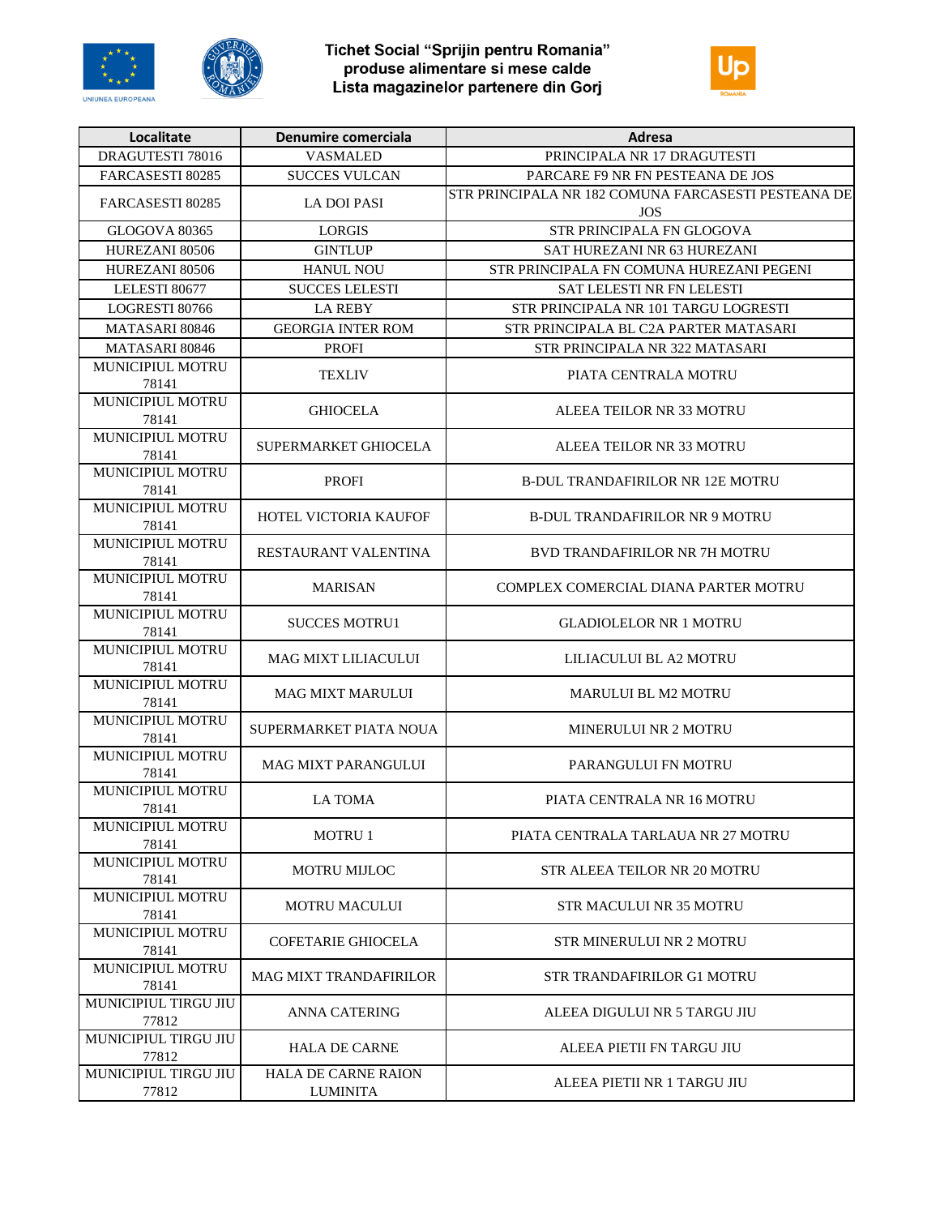# Tichet Social "Sprijin pentru Romania"
## produse alimentare si mese calde
## Lista magazinelor partenere din Gorj

| Localitate | Denumire comerciala | Adresa |
|---|---|---|
| DRAGUTESTI 78016 | VASMALED | PRINCIPALA NR 17 DRAGUTESTI |
| FARCASESTI 80285 | SUCCES VULCAN | PARCARE F9 NR FN PESTEANA DE JOS |
| FARCASESTI 80285 | LA DOI PASI | STR PRINCIPALA NR 182 COMUNA FARCASESTI PESTEANA DE JOS |
| GLOGOVA 80365 | LORGIS | STR PRINCIPALA FN GLOGOVA |
| HUREZANI 80506 | GINTLUP | SAT HUREZANI NR 63 HUREZANI |
| HUREZANI 80506 | HANUL NOU | STR PRINCIPALA FN COMUNA HUREZANI PEGENI |
| LELESTI 80677 | SUCCES LELESTI | SAT LELESTI NR FN LELESTI |
| LOGRESTI 80766 | LA REBY | STR PRINCIPALA NR 101 TARGU LOGRESTI |
| MATASARI 80846 | GEORGIA INTER ROM | STR PRINCIPALA BL C2A PARTER MATASARI |
| MATASARI 80846 | PROFI | STR PRINCIPALA NR 322 MATASARI |
| MUNICIPIUL MOTRU 78141 | TEXLIV | PIATA CENTRALA MOTRU |
| MUNICIPIUL MOTRU 78141 | GHIOCELA | ALEEA TEILOR NR 33 MOTRU |
| MUNICIPIUL MOTRU 78141 | SUPERMARKET GHIOCELA | ALEEA TEILOR NR 33 MOTRU |
| MUNICIPIUL MOTRU 78141 | PROFI | B-DUL TRANDAFIRILOR NR 12E MOTRU |
| MUNICIPIUL MOTRU 78141 | HOTEL VICTORIA KAUFOF | B-DUL TRANDAFIRILOR NR 9 MOTRU |
| MUNICIPIUL MOTRU 78141 | RESTAURANT VALENTINA | BVD TRANDAFIRILOR NR 7H MOTRU |
| MUNICIPIUL MOTRU 78141 | MARISAN | COMPLEX COMERCIAL DIANA PARTER MOTRU |
| MUNICIPIUL MOTRU 78141 | SUCCES MOTRU1 | GLADIOLELOR NR 1 MOTRU |
| MUNICIPIUL MOTRU 78141 | MAG MIXT LILIACULUI | LILIACULUI BL A2 MOTRU |
| MUNICIPIUL MOTRU 78141 | MAG MIXT MARULUI | MARULUI BL M2 MOTRU |
| MUNICIPIUL MOTRU 78141 | SUPERMARKET PIATA NOUA | MINERULUI NR 2 MOTRU |
| MUNICIPIUL MOTRU 78141 | MAG MIXT PARANGULUI | PARANGULUI FN MOTRU |
| MUNICIPIUL MOTRU 78141 | LA TOMA | PIATA CENTRALA NR 16 MOTRU |
| MUNICIPIUL MOTRU 78141 | MOTRU 1 | PIATA CENTRALA TARLAUA NR 27 MOTRU |
| MUNICIPIUL MOTRU 78141 | MOTRU MIJLOC | STR ALEEA TEILOR NR 20 MOTRU |
| MUNICIPIUL MOTRU 78141 | MOTRU MACULUI | STR MACULUI NR 35 MOTRU |
| MUNICIPIUL MOTRU 78141 | COFETARIE GHIOCELA | STR MINERULUI NR 2 MOTRU |
| MUNICIPIUL MOTRU 78141 | MAG MIXT TRANDAFIRILOR | STR TRANDAFIRILOR G1 MOTRU |
| MUNICIPIUL TIRGU JIU 77812 | ANNA CATERING | ALEEA DIGULUI NR 5 TARGU JIU |
| MUNICIPIUL TIRGU JIU 77812 | HALA DE CARNE | ALEEA PIETII FN TARGU JIU |
| MUNICIPIUL TIRGU JIU 77812 | HALA DE CARNE RAION LUMINITA | ALEEA PIETII NR 1 TARGU JIU |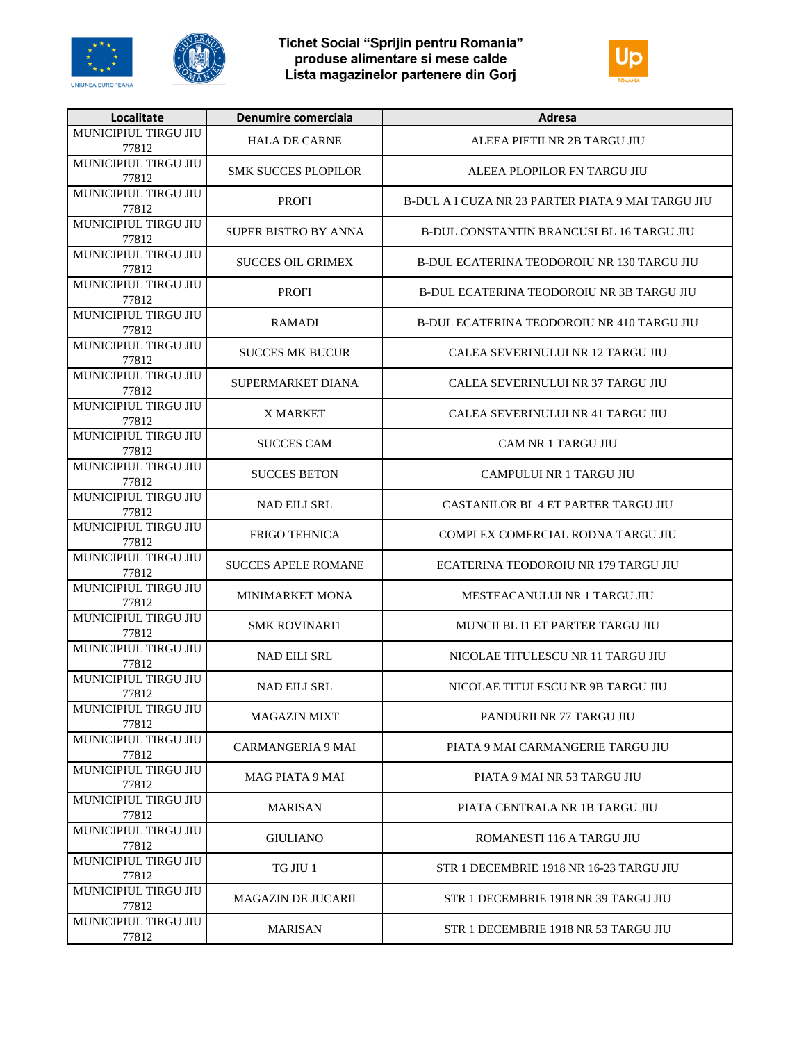Tichet Social "Sprijin pentru Romania"
produse alimentare si mese calde
Lista magazinelor partenere din Gorj

| Localitate | Denumire comerciala | Adresa |
|---|---|---|
| MUNICIPIUL TIRGU JIU 77812 | HALA DE CARNE | ALEEA PIETII NR 2B TARGU JIU |
| MUNICIPIUL TIRGU JIU 77812 | SMK SUCCES PLOPILOR | ALEEA PLOPILOR FN TARGU JIU |
| MUNICIPIUL TIRGU JIU 77812 | PROFI | B-DUL A I CUZA NR 23 PARTER PIATA 9 MAI TARGU JIU |
| MUNICIPIUL TIRGU JIU 77812 | SUPER BISTRO BY ANNA | B-DUL CONSTANTIN BRANCUSI BL 16 TARGU JIU |
| MUNICIPIUL TIRGU JIU 77812 | SUCCES OIL GRIMEX | B-DUL ECATERINA TEODOROIU NR 130 TARGU JIU |
| MUNICIPIUL TIRGU JIU 77812 | PROFI | B-DUL ECATERINA TEODOROIU NR 3B TARGU JIU |
| MUNICIPIUL TIRGU JIU 77812 | RAMADI | B-DUL ECATERINA TEODOROIU NR 410 TARGU JIU |
| MUNICIPIUL TIRGU JIU 77812 | SUCCES MK BUCUR | CALEA SEVERINULUI NR 12 TARGU JIU |
| MUNICIPIUL TIRGU JIU 77812 | SUPERMARKET DIANA | CALEA SEVERINULUI NR 37 TARGU JIU |
| MUNICIPIUL TIRGU JIU 77812 | X MARKET | CALEA SEVERINULUI NR 41 TARGU JIU |
| MUNICIPIUL TIRGU JIU 77812 | SUCCES CAM | CAM NR 1 TARGU JIU |
| MUNICIPIUL TIRGU JIU 77812 | SUCCES BETON | CAMPULUI NR 1 TARGU JIU |
| MUNICIPIUL TIRGU JIU 77812 | NAD EILI SRL | CASTANILOR BL 4 ET PARTER TARGU JIU |
| MUNICIPIUL TIRGU JIU 77812 | FRIGO TEHNICA | COMPLEX COMERCIAL RODNA TARGU JIU |
| MUNICIPIUL TIRGU JIU 77812 | SUCCES APELE ROMANE | ECATERINA TEODOROIU NR 179 TARGU JIU |
| MUNICIPIUL TIRGU JIU 77812 | MINIMARKET MONA | MESTEACANULUI NR 1 TARGU JIU |
| MUNICIPIUL TIRGU JIU 77812 | SMK ROVINARI1 | MUNCII BL I1 ET PARTER TARGU JIU |
| MUNICIPIUL TIRGU JIU 77812 | NAD EILI SRL | NICOLAE TITULESCU NR 11 TARGU JIU |
| MUNICIPIUL TIRGU JIU 77812 | NAD EILI SRL | NICOLAE TITULESCU NR 9B TARGU JIU |
| MUNICIPIUL TIRGU JIU 77812 | MAGAZIN MIXT | PANDURII NR 77 TARGU JIU |
| MUNICIPIUL TIRGU JIU 77812 | CARMANGERIA 9 MAI | PIATA 9 MAI CARMANGERIE TARGU JIU |
| MUNICIPIUL TIRGU JIU 77812 | MAG PIATA 9 MAI | PIATA 9 MAI NR 53 TARGU JIU |
| MUNICIPIUL TIRGU JIU 77812 | MARISAN | PIATA CENTRALA NR 1B TARGU JIU |
| MUNICIPIUL TIRGU JIU 77812 | GIULIANO | ROMANESTI 116 A TARGU JIU |
| MUNICIPIUL TIRGU JIU 77812 | TG JIU 1 | STR 1 DECEMBRIE 1918 NR 16-23 TARGU JIU |
| MUNICIPIUL TIRGU JIU 77812 | MAGAZIN DE JUCARII | STR 1 DECEMBRIE 1918 NR 39 TARGU JIU |
| MUNICIPIUL TIRGU JIU 77812 | MARISAN | STR 1 DECEMBRIE 1918 NR 53 TARGU JIU |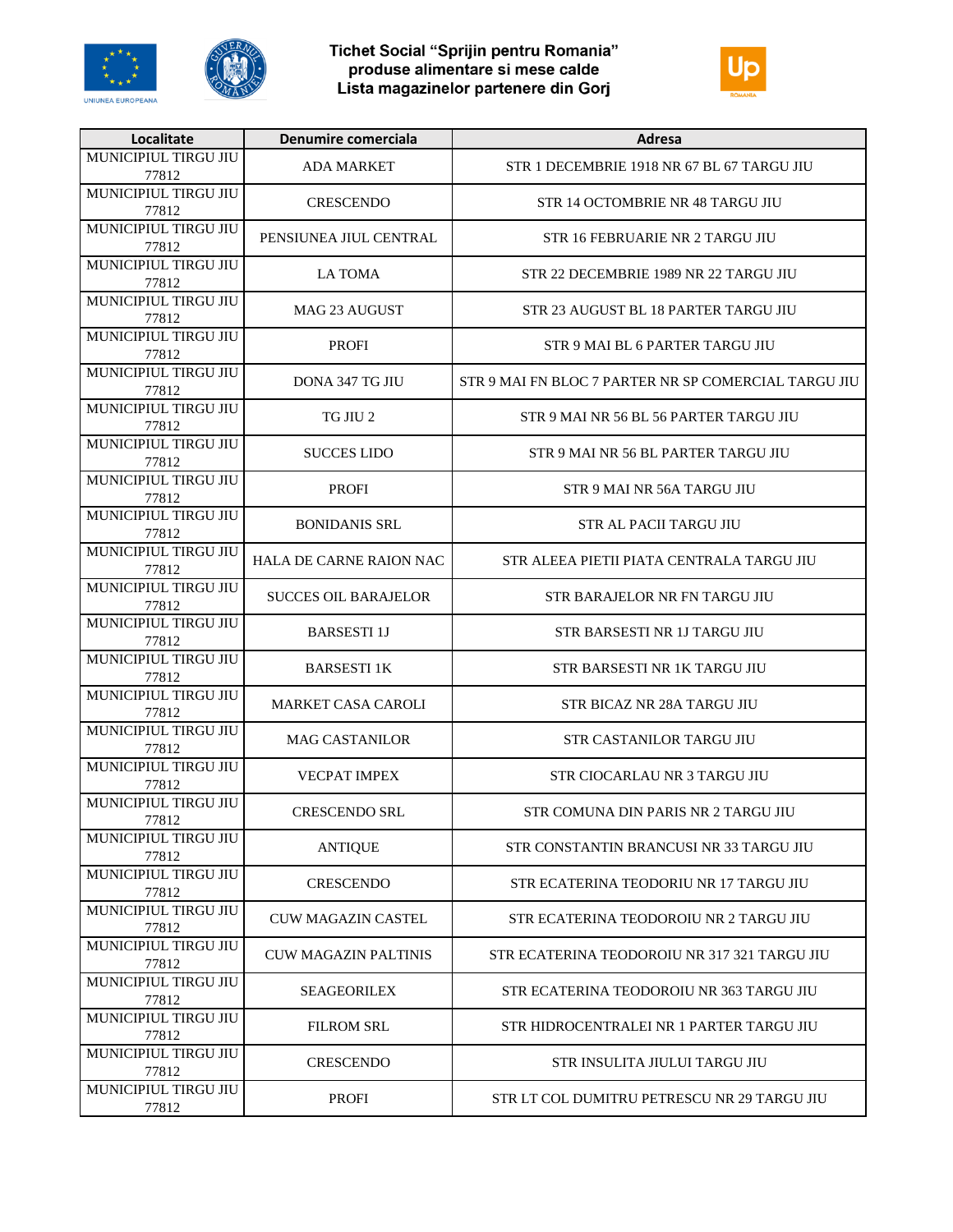Tichet Social "Sprijin pentru Romania"
produse alimentare si mese calde
Lista magazinelor partenere din Gorj

| Localitate | Denumire comerciala | Adresa |
|---|---|---|
| MUNICIPIUL TIRGU JIU 77812 | ADA MARKET | STR 1 DECEMBRIE 1918 NR 67 BL 67 TARGU JIU |
| MUNICIPIUL TIRGU JIU 77812 | CRESCENDO | STR 14 OCTOMBRIE NR 48 TARGU JIU |
| MUNICIPIUL TIRGU JIU 77812 | PENSIUNEA JIUL CENTRAL | STR 16 FEBRUARIE NR 2 TARGU JIU |
| MUNICIPIUL TIRGU JIU 77812 | LA TOMA | STR 22 DECEMBRIE 1989 NR 22 TARGU JIU |
| MUNICIPIUL TIRGU JIU 77812 | MAG 23 AUGUST | STR 23 AUGUST BL 18 PARTER TARGU JIU |
| MUNICIPIUL TIRGU JIU 77812 | PROFI | STR 9 MAI BL 6 PARTER TARGU JIU |
| MUNICIPIUL TIRGU JIU 77812 | DONA 347 TG JIU | STR 9 MAI FN BLOC 7 PARTER NR SP COMERCIAL TARGU JIU |
| MUNICIPIUL TIRGU JIU 77812 | TG JIU 2 | STR 9 MAI NR 56 BL 56 PARTER TARGU JIU |
| MUNICIPIUL TIRGU JIU 77812 | SUCCES LIDO | STR 9 MAI NR 56 BL PARTER TARGU JIU |
| MUNICIPIUL TIRGU JIU 77812 | PROFI | STR 9 MAI NR 56A TARGU JIU |
| MUNICIPIUL TIRGU JIU 77812 | BONIDANIS SRL | STR AL PACII TARGU JIU |
| MUNICIPIUL TIRGU JIU 77812 | HALA DE CARNE RAION NAC | STR ALEEA PIETII PIATA CENTRALA TARGU JIU |
| MUNICIPIUL TIRGU JIU 77812 | SUCCES OIL BARAJELOR | STR BARAJELOR NR FN TARGU JIU |
| MUNICIPIUL TIRGU JIU 77812 | BARSESTI 1J | STR BARSESTI NR 1J TARGU JIU |
| MUNICIPIUL TIRGU JIU 77812 | BARSESTI 1K | STR BARSESTI NR 1K TARGU JIU |
| MUNICIPIUL TIRGU JIU 77812 | MARKET CASA CAROLI | STR BICAZ NR 28A TARGU JIU |
| MUNICIPIUL TIRGU JIU 77812 | MAG CASTANILOR | STR CASTANILOR TARGU JIU |
| MUNICIPIUL TIRGU JIU 77812 | VECPAT IMPEX | STR CIOCARLAU NR 3 TARGU JIU |
| MUNICIPIUL TIRGU JIU 77812 | CRESCENDO SRL | STR COMUNA DIN PARIS NR 2 TARGU JIU |
| MUNICIPIUL TIRGU JIU 77812 | ANTIQUE | STR CONSTANTIN BRANCUSI NR 33 TARGU JIU |
| MUNICIPIUL TIRGU JIU 77812 | CRESCENDO | STR ECATERINA TEODORIU NR 17 TARGU JIU |
| MUNICIPIUL TIRGU JIU 77812 | CUW MAGAZIN CASTEL | STR ECATERINA TEODOROIU NR 2 TARGU JIU |
| MUNICIPIUL TIRGU JIU 77812 | CUW MAGAZIN PALTINIS | STR ECATERINA TEODOROIU NR 317 321 TARGU JIU |
| MUNICIPIUL TIRGU JIU 77812 | SEAGEORILEX | STR ECATERINA TEODOROIU NR 363 TARGU JIU |
| MUNICIPIUL TIRGU JIU 77812 | FILROM SRL | STR HIDROCENTRALEI NR 1 PARTER TARGU JIU |
| MUNICIPIUL TIRGU JIU 77812 | CRESCENDO | STR INSULITA JIULUI TARGU JIU |
| MUNICIPIUL TIRGU JIU 77812 | PROFI | STR LT COL DUMITRU PETRESCU NR 29 TARGU JIU |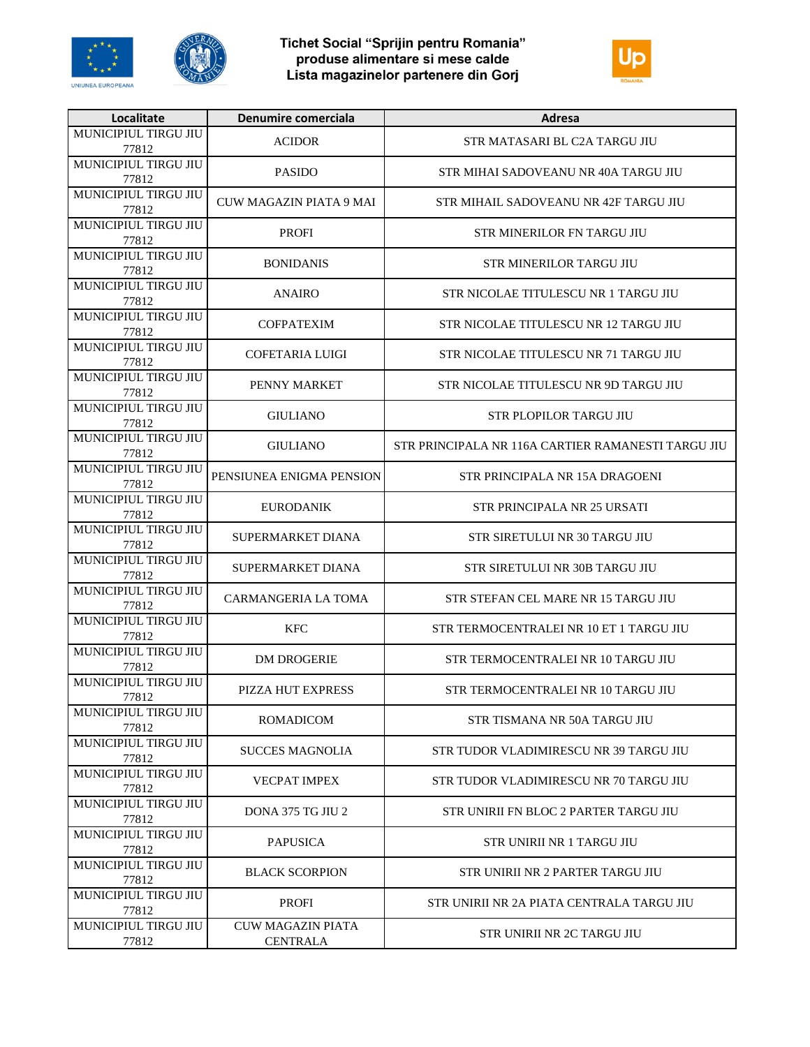Tichet Social "Sprijin pentru Romania"
produse alimentare si mese calde
Lista magazinelor partenere din Gorj

| Localitate | Denumire comerciala | Adresa |
|---|---|---|
| MUNICIPIUL TIRGU JIU 77812 | ACIDOR | STR MATASARI BL C2A TARGU JIU |
| MUNICIPIUL TIRGU JIU 77812 | PASIDO | STR MIHAI SADOVEANU NR 40A TARGU JIU |
| MUNICIPIUL TIRGU JIU 77812 | CUW MAGAZIN PIATA 9 MAI | STR MIHAIL SADOVEANU NR 42F TARGU JIU |
| MUNICIPIUL TIRGU JIU 77812 | PROFI | STR MINERILOR FN TARGU JIU |
| MUNICIPIUL TIRGU JIU 77812 | BONIDANIS | STR MINERILOR TARGU JIU |
| MUNICIPIUL TIRGU JIU 77812 | ANAIRO | STR NICOLAE TITULESCU NR 1 TARGU JIU |
| MUNICIPIUL TIRGU JIU 77812 | COFPATEXIM | STR NICOLAE TITULESCU NR 12 TARGU JIU |
| MUNICIPIUL TIRGU JIU 77812 | COFETARIA LUIGI | STR NICOLAE TITULESCU NR 71 TARGU JIU |
| MUNICIPIUL TIRGU JIU 77812 | PENNY MARKET | STR NICOLAE TITULESCU NR 9D TARGU JIU |
| MUNICIPIUL TIRGU JIU 77812 | GIULIANO | STR PLOPILOR TARGU JIU |
| MUNICIPIUL TIRGU JIU 77812 | GIULIANO | STR PRINCIPALA NR 116A CARTIER RAMANESTI TARGU JIU |
| MUNICIPIUL TIRGU JIU 77812 | PENSIUNEA ENIGMA PENSION | STR PRINCIPALA NR 15A DRAGOENI |
| MUNICIPIUL TIRGU JIU 77812 | EURODANIK | STR PRINCIPALA NR 25 URSATI |
| MUNICIPIUL TIRGU JIU 77812 | SUPERMARKET DIANA | STR SIRETULUI NR 30 TARGU JIU |
| MUNICIPIUL TIRGU JIU 77812 | SUPERMARKET DIANA | STR SIRETULUI NR 30B TARGU JIU |
| MUNICIPIUL TIRGU JIU 77812 | CARMANGERIA LA TOMA | STR STEFAN CEL MARE NR 15 TARGU JIU |
| MUNICIPIUL TIRGU JIU 77812 | KFC | STR TERMOCENTRALEI NR 10 ET 1 TARGU JIU |
| MUNICIPIUL TIRGU JIU 77812 | DM DROGERIE | STR TERMOCENTRALEI NR 10 TARGU JIU |
| MUNICIPIUL TIRGU JIU 77812 | PIZZA HUT EXPRESS | STR TERMOCENTRALEI NR 10 TARGU JIU |
| MUNICIPIUL TIRGU JIU 77812 | ROMADICOM | STR TISMANA NR 50A TARGU JIU |
| MUNICIPIUL TIRGU JIU 77812 | SUCCES MAGNOLIA | STR TUDOR VLADIMIRESCU NR 39 TARGU JIU |
| MUNICIPIUL TIRGU JIU 77812 | VECPAT IMPEX | STR TUDOR VLADIMIRESCU NR 70 TARGU JIU |
| MUNICIPIUL TIRGU JIU 77812 | DONA 375 TG JIU 2 | STR UNIRII FN BLOC 2 PARTER TARGU JIU |
| MUNICIPIUL TIRGU JIU 77812 | PAPUSICA | STR UNIRII NR 1 TARGU JIU |
| MUNICIPIUL TIRGU JIU 77812 | BLACK SCORPION | STR UNIRII NR 2 PARTER TARGU JIU |
| MUNICIPIUL TIRGU JIU 77812 | PROFI | STR UNIRII NR 2A PIATA CENTRALA TARGU JIU |
| MUNICIPIUL TIRGU JIU 77812 | CUW MAGAZIN PIATA CENTRALA | STR UNIRII NR 2C TARGU JIU |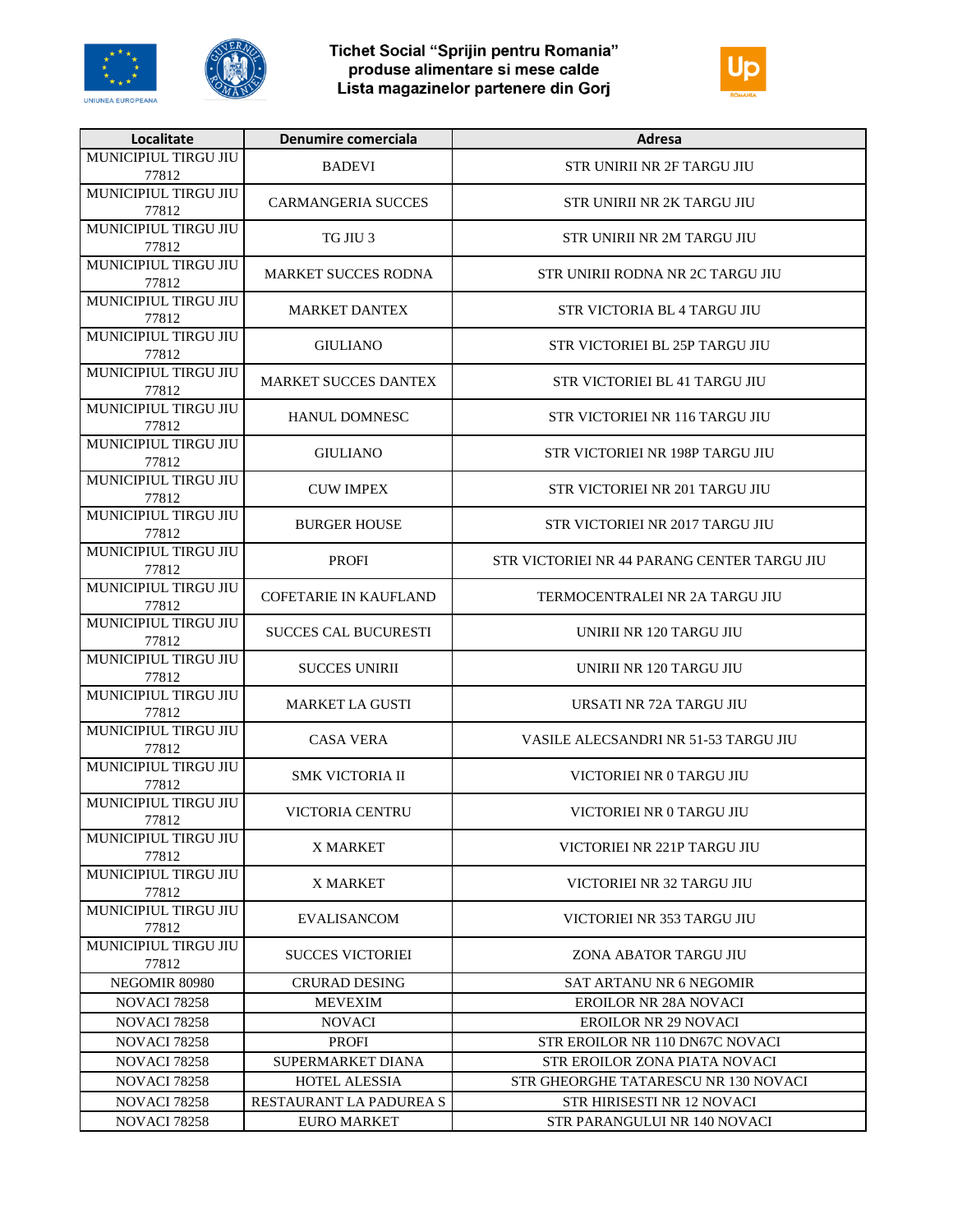Tichet Social "Sprijin pentru Romania"
produse alimentare si mese calde
Lista magazinelor partenere din Gorj

| Localitate | Denumire comerciala | Adresa |
|---|---|---|
| MUNICIPIUL TIRGU JIU 77812 | BADEVI | STR UNIRII NR 2F TARGU JIU |
| MUNICIPIUL TIRGU JIU 77812 | CARMANGERIA SUCCES | STR UNIRII NR 2K TARGU JIU |
| MUNICIPIUL TIRGU JIU 77812 | TG JIU 3 | STR UNIRII NR 2M TARGU JIU |
| MUNICIPIUL TIRGU JIU 77812 | MARKET SUCCES RODNA | STR UNIRII RODNA NR 2C TARGU JIU |
| MUNICIPIUL TIRGU JIU 77812 | MARKET DANTEX | STR VICTORIA BL 4 TARGU JIU |
| MUNICIPIUL TIRGU JIU 77812 | GIULIANO | STR VICTORIEI BL 25P TARGU JIU |
| MUNICIPIUL TIRGU JIU 77812 | MARKET SUCCES DANTEX | STR VICTORIEI BL 41 TARGU JIU |
| MUNICIPIUL TIRGU JIU 77812 | HANUL DOMNESC | STR VICTORIEI NR 116 TARGU JIU |
| MUNICIPIUL TIRGU JIU 77812 | GIULIANO | STR VICTORIEI NR 198P TARGU JIU |
| MUNICIPIUL TIRGU JIU 77812 | CUW IMPEX | STR VICTORIEI NR 201 TARGU JIU |
| MUNICIPIUL TIRGU JIU 77812 | BURGER HOUSE | STR VICTORIEI NR 2017 TARGU JIU |
| MUNICIPIUL TIRGU JIU 77812 | PROFI | STR VICTORIEI NR 44 PARANG CENTER TARGU JIU |
| MUNICIPIUL TIRGU JIU 77812 | COFETARIE IN KAUFLAND | TERMOCENTRALEI NR 2A TARGU JIU |
| MUNICIPIUL TIRGU JIU 77812 | SUCCES CAL BUCURESTI | UNIRII NR 120 TARGU JIU |
| MUNICIPIUL TIRGU JIU 77812 | SUCCES UNIRII | UNIRII NR 120 TARGU JIU |
| MUNICIPIUL TIRGU JIU 77812 | MARKET LA GUSTI | URSATI NR 72A TARGU JIU |
| MUNICIPIUL TIRGU JIU 77812 | CASA VERA | VASILE ALECSANDRI NR 51-53 TARGU JIU |
| MUNICIPIUL TIRGU JIU 77812 | SMK VICTORIA II | VICTORIEI NR 0 TARGU JIU |
| MUNICIPIUL TIRGU JIU 77812 | VICTORIA CENTRU | VICTORIEI NR 0 TARGU JIU |
| MUNICIPIUL TIRGU JIU 77812 | X MARKET | VICTORIEI NR 221P TARGU JIU |
| MUNICIPIUL TIRGU JIU 77812 | X MARKET | VICTORIEI NR 32 TARGU JIU |
| MUNICIPIUL TIRGU JIU 77812 | EVALISANCOM | VICTORIEI NR 353 TARGU JIU |
| MUNICIPIUL TIRGU JIU 77812 | SUCCES VICTORIEI | ZONA ABATOR TARGU JIU |
| NEGOMIR 80980 | CRURAD DESING | SAT ARTANU NR 6 NEGOMIR |
| NOVACI 78258 | MEVEXIM | EROILOR NR 28A NOVACI |
| NOVACI 78258 | NOVACI | EROILOR NR 29 NOVACI |
| NOVACI 78258 | PROFI | STR EROILOR NR 110 DN67C NOVACI |
| NOVACI 78258 | SUPERMARKET DIANA | STR EROILOR ZONA PIATA NOVACI |
| NOVACI 78258 | HOTEL ALESSIA | STR GHEORGHE TATARESCU NR 130 NOVACI |
| NOVACI 78258 | RESTAURANT LA PADUREA S | STR HIRISESTI NR 12 NOVACI |
| NOVACI 78258 | EURO MARKET | STR PARANGULUI NR 140 NOVACI |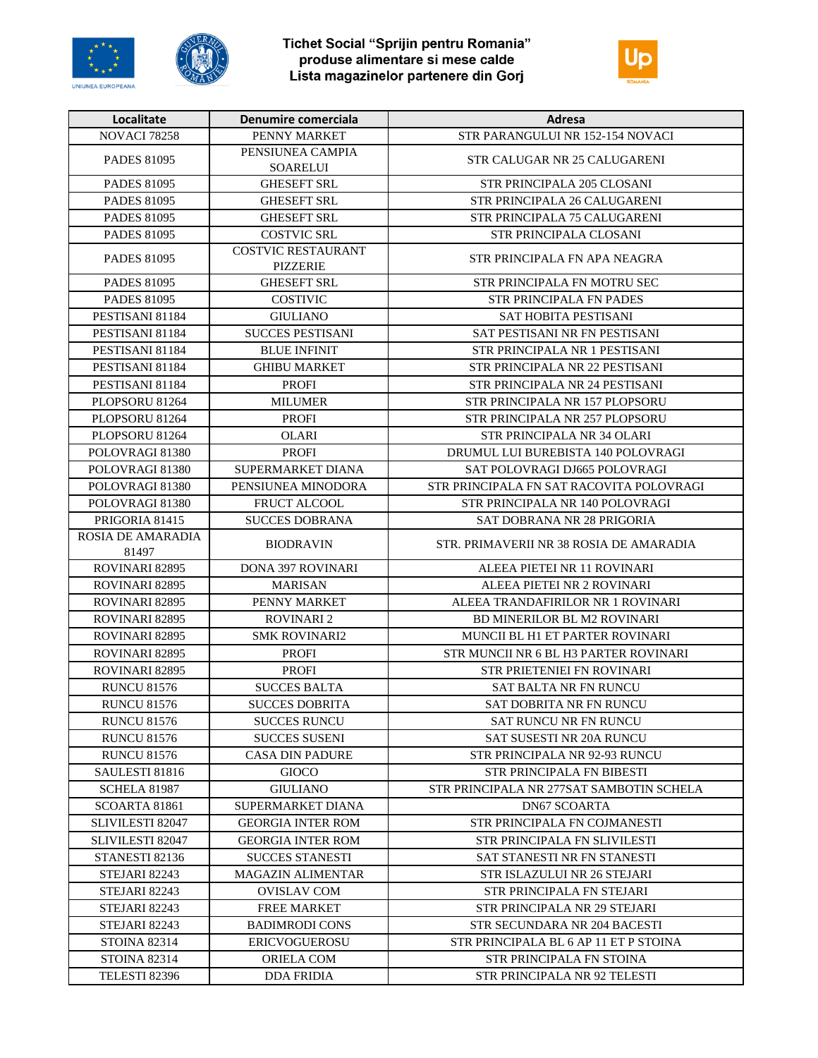**Tichet Social "Sprijin pentru Romania"**
**produse alimentare si mese calde**
**Lista magazinelor partenere din Gorj**

| Localitate | Denumire comerciala | Adresa |
|---|---|---|
| NOVACI 78258 | PENNY MARKET | STR PARANGULUI NR 152-154 NOVACI |
| PADES 81095 | PENSIUNEA CAMPIA SOARELUI | STR CALUGAR NR 25 CALUGARENI |
| PADES 81095 | GHESEFT SRL | STR PRINCIPALA 205 CLOSANI |
| PADES 81095 | GHESEFT SRL | STR PRINCIPALA 26 CALUGARENI |
| PADES 81095 | GHESEFT SRL | STR PRINCIPALA 75 CALUGARENI |
| PADES 81095 | COSTVIC SRL | STR PRINCIPALA CLOSANI |
| PADES 81095 | COSTVIC RESTAURANT PIZZERIE | STR PRINCIPALA FN APA NEAGRA |
| PADES 81095 | GHESEFT SRL | STR PRINCIPALA FN MOTRU SEC |
| PADES 81095 | COSTIVIC | STR PRINCIPALA FN PADES |
| PESTISANI 81184 | GIULIANO | SAT HOBITA PESTISANI |
| PESTISANI 81184 | SUCCES PESTISANI | SAT PESTISANI NR FN PESTISANI |
| PESTISANI 81184 | BLUE INFINIT | STR PRINCIPALA NR 1 PESTISANI |
| PESTISANI 81184 | GHIBU MARKET | STR PRINCIPALA NR 22 PESTISANI |
| PESTISANI 81184 | PROFI | STR PRINCIPALA NR 24 PESTISANI |
| PLOPSORU 81264 | MILUMER | STR PRINCIPALA NR 157 PLOPSORU |
| PLOPSORU 81264 | PROFI | STR PRINCIPALA NR 257 PLOPSORU |
| PLOPSORU 81264 | OLARI | STR PRINCIPALA NR 34 OLARI |
| POLOVRAGI 81380 | PROFI | DRUMUL LUI BUREBISTA 140 POLOVRAGI |
| POLOVRAGI 81380 | SUPERMARKET DIANA | SAT POLOVRAGI DJ665 POLOVRAGI |
| POLOVRAGI 81380 | PENSIUNEA MINODORA | STR PRINCIPALA FN SAT RACOVITA POLOVRAGI |
| POLOVRAGI 81380 | FRUCT ALCOOL | STR PRINCIPALA NR 140 POLOVRAGI |
| PRIGORIA 81415 | SUCCES DOBRANA | SAT DOBRANA NR 28 PRIGORIA |
| ROSIA DE AMARADIA 81497 | BIODRAVIN | STR. PRIMAVERII NR 38 ROSIA DE AMARADIA |
| ROVINARI 82895 | DONA 397 ROVINARI | ALEEA PIETEI NR 11 ROVINARI |
| ROVINARI 82895 | MARISAN | ALEEA PIETEI NR 2 ROVINARI |
| ROVINARI 82895 | PENNY MARKET | ALEEA TRANDAFIRILOR NR 1 ROVINARI |
| ROVINARI 82895 | ROVINARI 2 | BD MINERILOR BL M2 ROVINARI |
| ROVINARI 82895 | SMK ROVINARI2 | MUNCII BL H1 ET PARTER ROVINARI |
| ROVINARI 82895 | PROFI | STR MUNCII NR 6 BL H3 PARTER ROVINARI |
| ROVINARI 82895 | PROFI | STR PRIETENIEI FN ROVINARI |
| RUNCU 81576 | SUCCES BALTA | SAT BALTA NR FN RUNCU |
| RUNCU 81576 | SUCCES DOBRITA | SAT DOBRITA NR FN RUNCU |
| RUNCU 81576 | SUCCES RUNCU | SAT RUNCU NR FN RUNCU |
| RUNCU 81576 | SUCCES SUSENI | SAT SUSESTI NR 20A RUNCU |
| RUNCU 81576 | CASA DIN PADURE | STR PRINCIPALA NR 92-93 RUNCU |
| SAULESTI 81816 | GIOCO | STR PRINCIPALA FN BIBESTI |
| SCHELA 81987 | GIULIANO | STR PRINCIPALA NR 277SAT SAMBOTIN SCHELA |
| SCOARTA 81861 | SUPERMARKET DIANA | DN67 SCOARTA |
| SLIVILESTI 82047 | GEORGIA INTER ROM | STR PRINCIPALA FN COJMANESTI |
| SLIVILESTI 82047 | GEORGIA INTER ROM | STR PRINCIPALA FN SLIVILESTI |
| STANESTI 82136 | SUCCES STANESTI | SAT STANESTI NR FN STANESTI |
| STEJARI 82243 | MAGAZIN ALIMENTAR | STR ISLAZULUI NR 26 STEJARI |
| STEJARI 82243 | OVISLAV COM | STR PRINCIPALA FN STEJARI |
| STEJARI 82243 | FREE MARKET | STR PRINCIPALA NR 29 STEJARI |
| STEJARI 82243 | BADIMRODI CONS | STR SECUNDARA NR 204 BACESTI |
| STOINA 82314 | ERICVOGUEROSU | STR PRINCIPALA BL 6 AP 11 ET P STOINA |
| STOINA 82314 | ORIELA COM | STR PRINCIPALA FN STOINA |
| TELESTI 82396 | DDA FRIDIA | STR PRINCIPALA NR 92 TELESTI |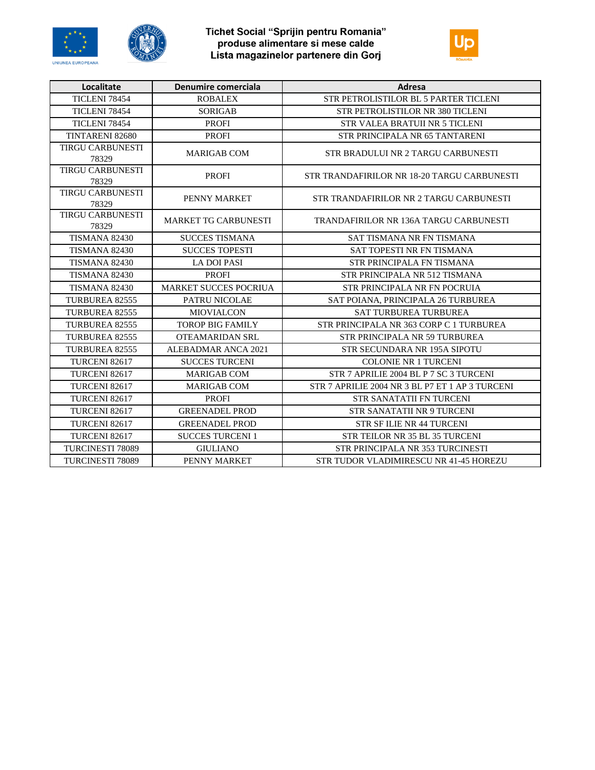Tichet Social “Sprijin pentru Romania”
produse alimentare si mese calde
Lista magazinelor partenere din Gorj

| Localitate | Denumire comerciala | Adresa |
|---|---|---|
| TICLENI 78454 | ROBALEX | STR PETROLISTILOR BL 5 PARTER TICLENI |
| TICLENI 78454 | SORIGAB | STR PETROLISTILOR NR 380 TICLENI |
| TICLENI 78454 | PROFI | STR VALEA BRATUII NR 5 TICLENI |
| TINTARENI 82680 | PROFI | STR PRINCIPALA NR 65 TANTARENI |
| TIRGU CARBUNESTI 78329 | MARIGAB COM | STR BRADULUI NR 2 TARGU CARBUNESTI |
| TIRGU CARBUNESTI 78329 | PROFI | STR TRANDAFIRILOR NR 18-20 TARGU CARBUNESTI |
| TIRGU CARBUNESTI 78329 | PENNY MARKET | STR TRANDAFIRILOR NR 2 TARGU CARBUNESTI |
| TIRGU CARBUNESTI 78329 | MARKET TG CARBUNESTI | TRANDAFIRILOR NR 136A TARGU CARBUNESTI |
| TISMANA 82430 | SUCCES TISMANA | SAT TISMANA NR FN TISMANA |
| TISMANA 82430 | SUCCES TOPESTI | SAT TOPESTI NR FN TISMANA |
| TISMANA 82430 | LA DOI PASI | STR PRINCIPALA FN TISMANA |
| TISMANA 82430 | PROFI | STR PRINCIPALA NR 512 TISMANA |
| TISMANA 82430 | MARKET SUCCES POCRIUA | STR PRINCIPALA NR FN POCRUIA |
| TURBUREA 82555 | PATRU NICOLAE | SAT POIANA, PRINCIPALA 26 TURBUREA |
| TURBUREA 82555 | MIOVIALCON | SAT TURBUREA TURBUREA |
| TURBUREA 82555 | TOROP BIG FAMILY | STR PRINCIPALA NR 363 CORP C 1 TURBUREA |
| TURBUREA 82555 | OTEAMARIDAN SRL | STR PRINCIPALA NR 59 TURBUREA |
| TURBUREA 82555 | ALEBADMAR ANCA 2021 | STR SECUNDARA NR 195A SIPOTU |
| TURCENI 82617 | SUCCES TURCENI | COLONIE NR 1 TURCENI |
| TURCENI 82617 | MARIGAB COM | STR 7 APRILIE 2004 BL P 7 SC 3 TURCENI |
| TURCENI 82617 | MARIGAB COM | STR 7 APRILIE 2004 NR 3 BL P7 ET 1 AP 3 TURCENI |
| TURCENI 82617 | PROFI | STR SANATATII FN TURCENI |
| TURCENI 82617 | GREENADEL PROD | STR SANATATII NR 9 TURCENI |
| TURCENI 82617 | GREENADEL PROD | STR SF ILIE NR 44 TURCENI |
| TURCENI 82617 | SUCCES TURCENI 1 | STR TEILOR NR 35 BL 35 TURCENI |
| TURCINESTI 78089 | GIULIANO | STR PRINCIPALA NR 353 TURCINESTI |
| TURCINESTI 78089 | PENNY MARKET | STR TUDOR VLADIMIRESCU NR 41-45 HOREZU |